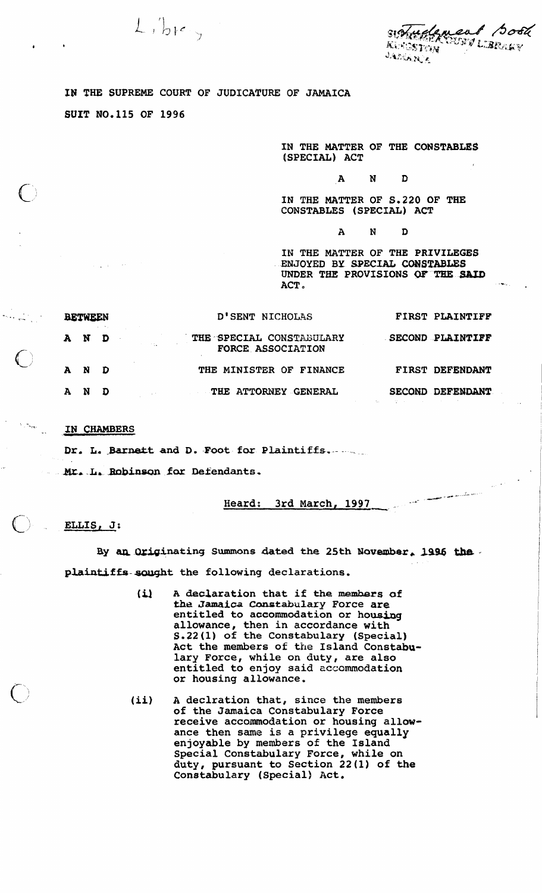IN THE SUPREME COURT OF JUDICATURE OF JAMAICA

SUIT NO.115 OF 1996

IN THE MATTER OF THE CONSTABLES (SPECIAL) ACT

A N D

IN THE MATTER OF S.220 OF THE CONSTABLES (SPECIAL) ACT

A N D

IN THE MATTER OF THE PRIVILEGES ENJOYED BY SPECIAL CONSTABLES UNDER THE PROVISIONS OF THE SAID ACT.

| | | |
|---|---|---|
| BETWEEN | D'SENT NICHOLAS | FIRST PLAINTIFF |
| A N D | THE SPECIAL CONSTABULARY FORCE ASSOCIATION | SECOND PLAINTIFF |
| A N D | THE MINISTER OF FINANCE | FIRST DEFENDANT |
| A N D | THE ATTORNEY GENERAL | SECOND DEFENDANT |

IN CHAMBERS

Dr. L. Barnett and D. Foot for Plaintiffs.

Mr. L. Robinson for Defendants.

Heard: 3rd March, 1997

ELLIS, J:

By an Originating Summons dated the 25th November, 1996 the plaintiffs sought the following declarations.

(i) A declaration that if the members of the Jamaica Constabulary Force are entitled to accommodation or housing allowance, then in accordance with S.22(1) of the Constabulary (Special) Act the members of the Island Constabulary Force, while on duty, are also entitled to enjoy said accommodation or housing allowance.

(ii) A declration that, since the members of the Jamaica Constabulary Force receive accommodation or housing allowance then same is a privilege equally enjoyable by members of the Island Special Constabulary Force, while on duty, pursuant to Section 22(1) of the Constabulary (Special) Act.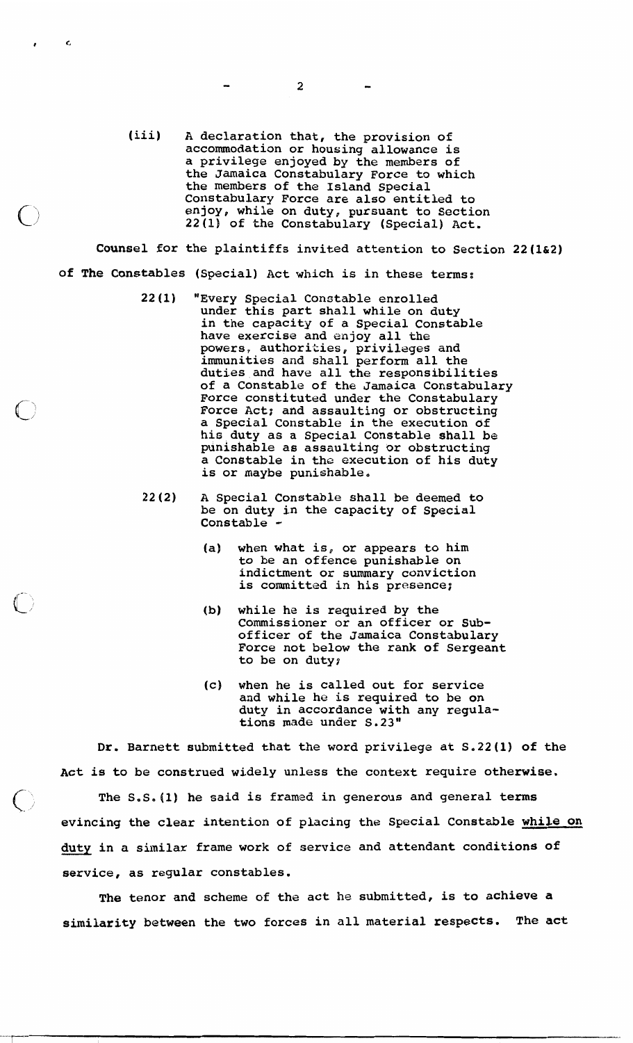(iii) A declaration that, the provision of accommodation or housing allowance is a privilege enjoyed by the members of the Jamaica Constabulary Force to which the members of the Island Special Constabulary Force are also entitled to enjoy, while on duty, pursuant to Section 22(1) of the Constabulary (Special) Act.

**Counsel for the plaintiffs invited attention to Section 22(1&2) of The Constables (Special) Act which is in these terms:**

> 22(1) "Every Special Constable enrolled under this part shall while on duty in the capacity of a Special Constable have exercise and enjoy all the powers, authorities, privileges and immunities and shall perform all the duties and have all the responsibilities of a Constable of the Jamaica Constabulary Force constituted under the Constabulary Force Act; and assaulting or obstructing a Special Constable in the execution of his duty as a Special Constable shall be punishable as assaulting or obstructing a Constable in the execution of his duty is or maybe punishable.
>
> 22(2) A Special Constable shall be deemed to be on duty in the capacity of Special Constable -
>
> (a) when what is, or appears to him to be an offence punishable on indictment or summary conviction is committed in his presence;
>
> (b) while he is required by the Commissioner or an officer or Sub-officer of the Jamaica Constabulary Force not below the rank of Sergeant to be on duty;
>
> (c) when he is called out for service and while he is required to be on duty in accordance with any regulations made under S.23"

Dr. Barnett submitted that the word privilege at S.22(1) of the Act is to be construed widely unless the context require otherwise.

The S.S.(1) he said is framed in generous and general terms evincing the clear intention of placing the Special Constable <u>while on duty</u> in a similar frame work of service and attendant conditions of service, as regular constables.

The tenor and scheme of the act he submitted, is to achieve a similarity between the two forces in all material respects. The act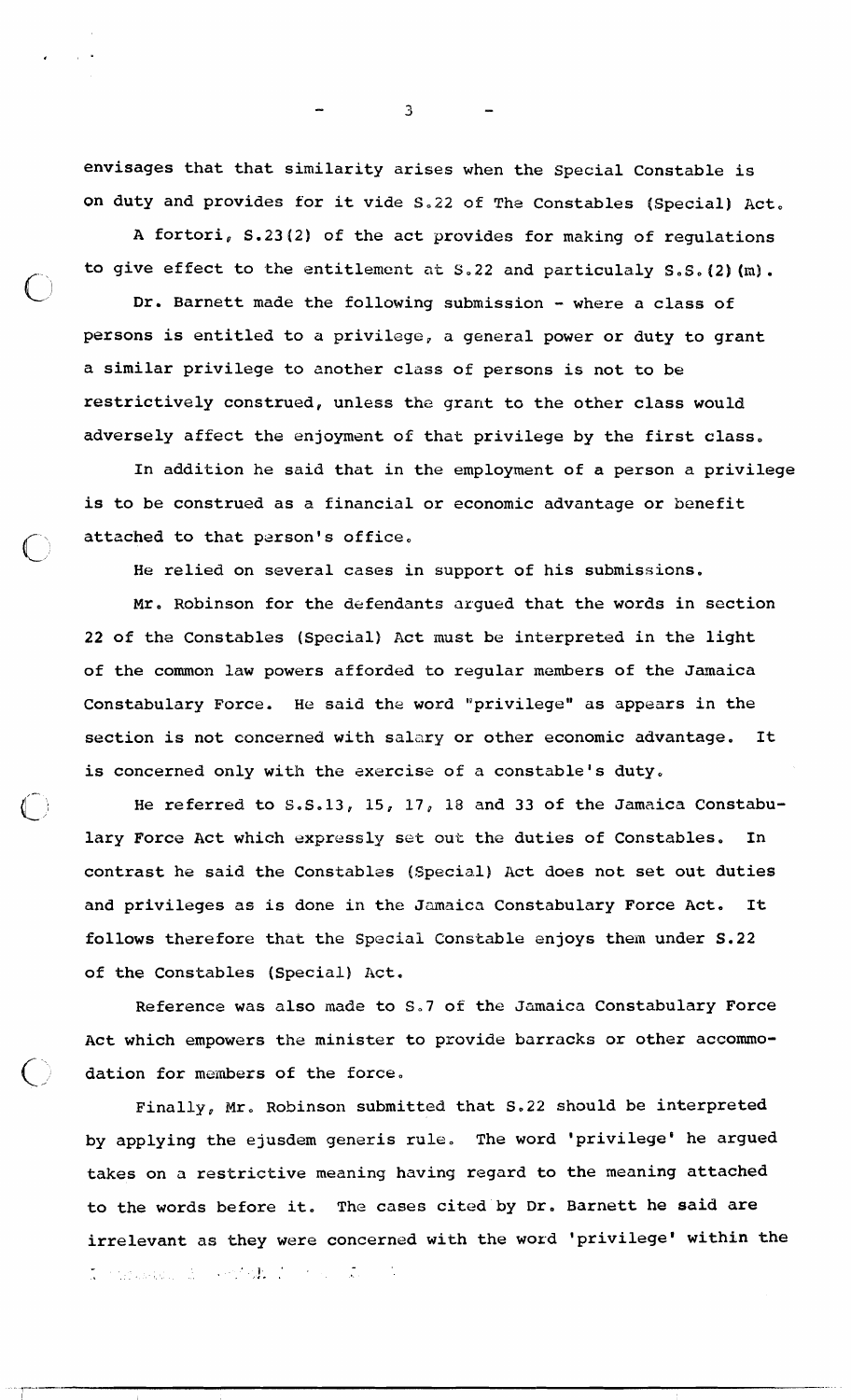envisages that that similarity arises when the Special Constable is on duty and provides for it vide S.22 of The Constables (Special) Act.

A fortori, S.23(2) of the act provides for making of regulations to give effect to the entitlement at S.22 and particulaly S.S.(2)(m).

Dr. Barnett made the following submission - where a class of persons is entitled to a privilege, a general power or duty to grant a similar privilege to another class of persons is not to be restrictively construed, unless the grant to the other class would adversely affect the enjoyment of that privilege by the first class.

In addition he said that in the employment of a person a privilege is to be construed as a financial or economic advantage or benefit attached to that person's office.

He relied on several cases in support of his submissions.

Mr. Robinson for the defendants argued that the words in section 22 of the Constables (Special) Act must be interpreted in the light of the common law powers afforded to regular members of the Jamaica Constabulary Force. He said the word "privilege" as appears in the section is not concerned with salary or other economic advantage. It is concerned only with the exercise of a constable's duty.

He referred to S.S.13, 15, 17, 18 and 33 of the Jamaica Constabulary Force Act which expressly set out the duties of Constables. In contrast he said the Constables (Special) Act does not set out duties and privileges as is done in the Jamaica Constabulary Force Act. It follows therefore that the Special Constable enjoys them under S.22 of the Constables (Special) Act.

Reference was also made to S.7 of the Jamaica Constabulary Force Act which empowers the minister to provide barracks or other accommodation for members of the force.

Finally, Mr. Robinson submitted that S.22 should be interpreted by applying the ejusdem generis rule. The word 'privilege' he argued takes on a restrictive meaning having regard to the meaning attached to the words before it. The cases cited by Dr. Barnett he said are irrelevant as they were concerned with the word 'privilege' within the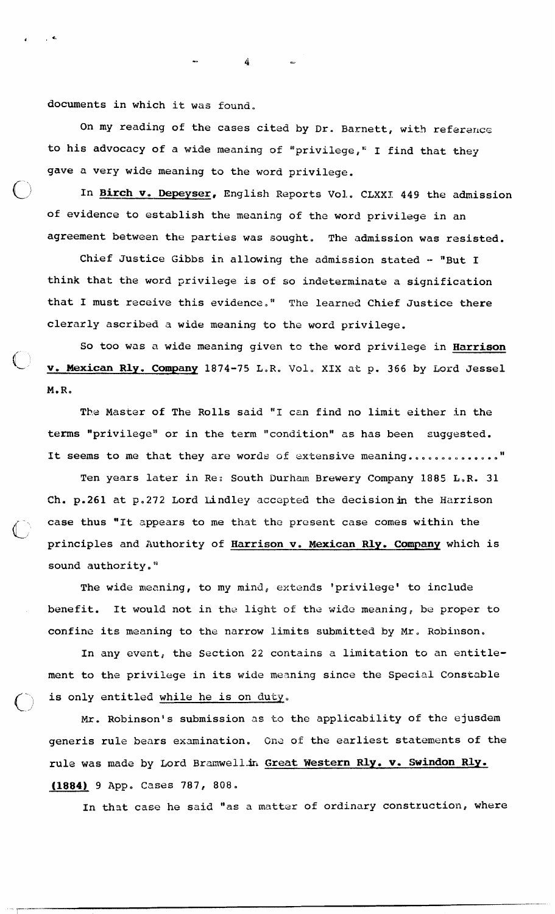documents in which it was found.

On my reading of the cases cited by Dr. Barnett, with reference to his advocacy of a wide meaning of "privilege," I find that they gave a very wide meaning to the word privilege.

In **Birch v. Depeyser**, English Reports Vol. CLXXI 449 the admission of evidence to establish the meaning of the word privilege in an agreement between the parties was sought. The admission was resisted.

Chief Justice Gibbs in allowing the admission stated - "But I think that the word privilege is of so indeterminate a signification that I must receive this evidence." The learned Chief Justice there clerarly ascribed a wide meaning to the word privilege.

So too was a wide meaning given to the word privilege in **Harrison v. Mexican Rly. Company** 1874-75 L.R. Vol. XIX at p. 366 by Lord Jessel M.R.

The Master of The Rolls said "I can find no limit either in the terms "privilege" or in the term "condition" as has been suggested. It seems to me that they are words of extensive meaning............."

Ten years later in Re: South Durham Brewery Company 1885 L.R. 31 Ch. p.261 at p.272 Lord Lindley accepted the decision in the Harrison case thus "It appears to me that the present case comes within the principles and Authority of **Harrison v. Mexican Rly. Company** which is sound authority."

The wide meaning, to my mind, extends 'privilege' to include benefit. It would not in the light of the wide meaning, be proper to confine its meaning to the narrow limits submitted by Mr. Robinson.

In any event, the Section 22 contains a limitation to an entitlement to the privilege in its wide meaning since the Special Constable is only entitled while he is on duty.

Mr. Robinson's submission as to the applicability of the ejusdem generis rule bears examination. One of the earliest statements of the rule was made by Lord Bramwell in **Great Western Rly. v. Swindon Rly. (1884)** 9 App. Cases 787, 808.

In that case he said "as a matter of ordinary construction, where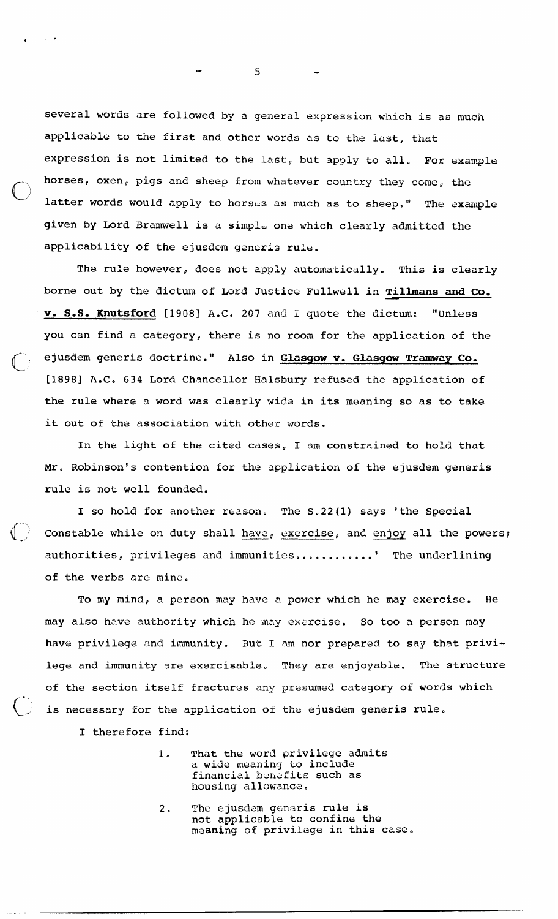several words are followed by a general expression which is as much applicable to the first and other words as to the last, that expression is not limited to the last, but apply to all. For example horses, oxen, pigs and sheep from whatever country they come, the latter words would apply to horses as much as to sheep." The example given by Lord Bramwell is a simple one which clearly admitted the applicability of the ejusdem generis rule.

The rule however, does not apply automatically. This is clearly borne out by the dictum of Lord Justice Fullwell in **Tillmans and Co. v. S.S. Knutsford** [1908] A.C. 207 and I quote the dictum: "Unless you can find a category, there is no room for the application of the ejusdem generis doctrine." Also in **Glasgow v. Glasgow Tramway Co.** [1898] A.C. 634 Lord Chancellor Halsbury refused the application of the rule where a word was clearly wide in its meaning so as to take it out of the association with other words.

In the light of the cited cases, I am constrained to hold that Mr. Robinson's contention for the application of the ejusdem generis rule is not well founded.

I so hold for another reason. The S.22(1) says 'the Special Constable while on duty shall <u>have</u>, <u>exercise</u>, and <u>enjoy</u> all the powers; authorities, privileges and immunities...........' The underlining of the verbs are mine.

To my mind, a person may have a power which he may exercise. He may also have authority which he may exercise. So too a person may have privilege and immunity. But I am nor prepared to say that privilege and immunity are exercisable. They are enjoyable. The structure of the section itself fractures any presumed category of words which is necessary for the application of the ejusdem generis rule.

I therefore find:

1. That the word privilege admits a wide meaning to include financial benefits such as housing allowance.
2. The ejusdem generis rule is not applicable to confine the meaning of privilege in this case.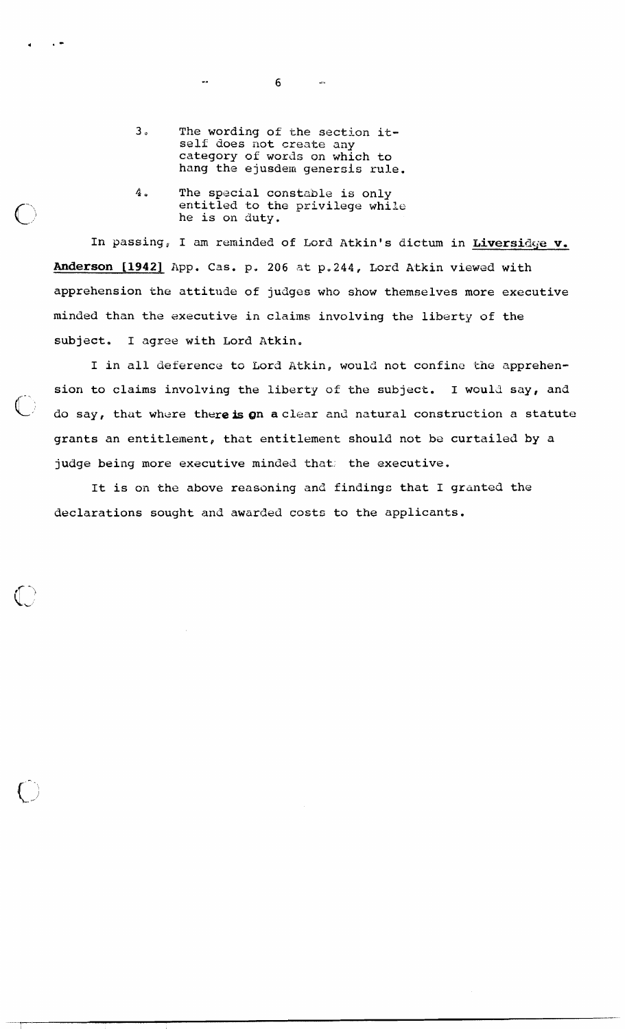3. The wording of the section itself does not create any category of words on which to hang the ejusdem genersis rule.

4. The special constable is only entitled to the privilege while he is on duty.

In passing, I am reminded of Lord Atkin's dictum in **Liversidge v. Anderson [1942]** App. Cas. p. 206 at p.244, Lord Atkin viewed with apprehension the attitude of judges who show themselves more executive minded than the executive in claims involving the liberty of the subject. I agree with Lord Atkin.

I in all deference to Lord Atkin, would not confine the apprehension to claims involving the liberty of the subject. I would say, and do say, that where there is on a clear and natural construction a statute grants an entitlement, that entitlement should not be curtailed by a judge being more executive minded that the executive.

It is on the above reasoning and findings that I granted the declarations sought and awarded costs to the applicants.